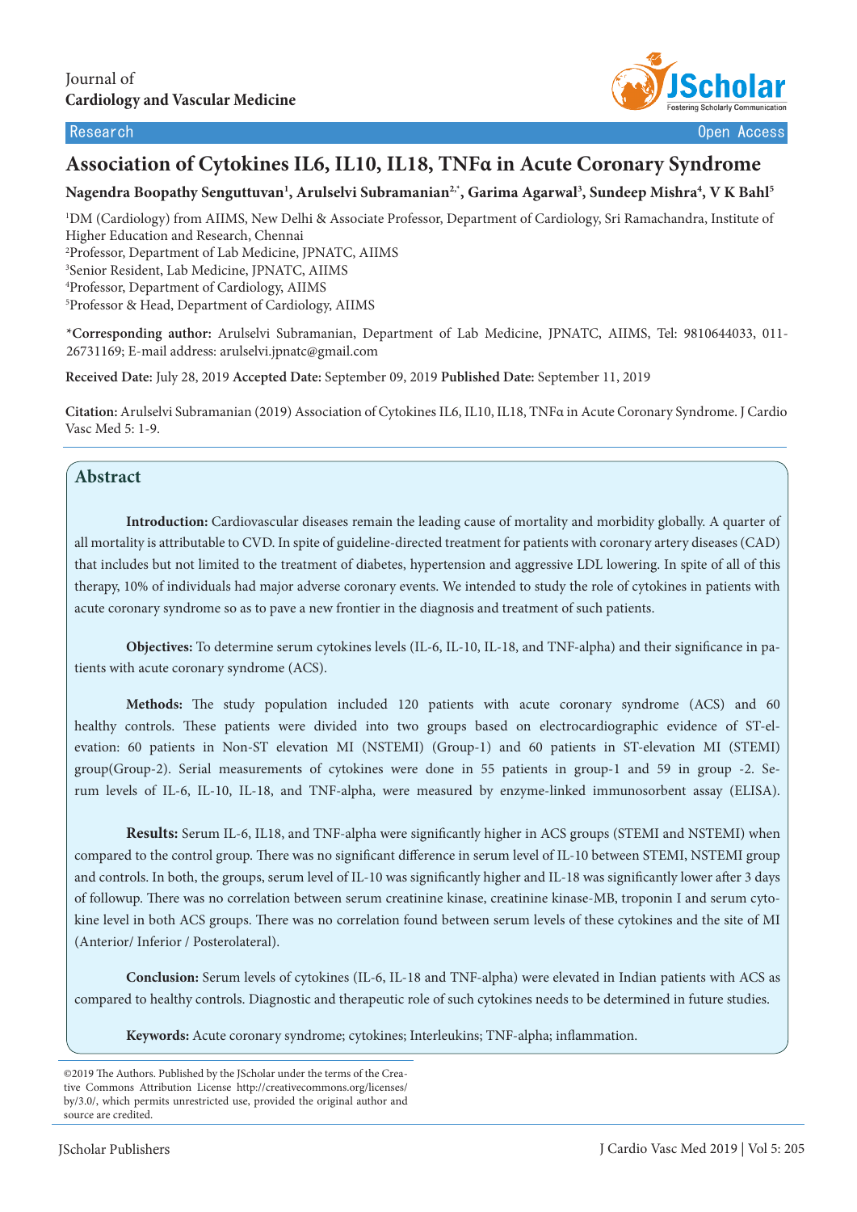Journal of
**Cardiology and Vascular Medicine**

Research | Open Access

# Association of Cytokines IL6, IL10, IL18, TNFα in Acute Coronary Syndrome

**Nagendra Boopathy Senguttuvan[1], Arulselvi Subramanian[2,*], Garima Agarwal[3], Sundeep Mishra[4], V K Bahl[5]**

[1]DM (Cardiology) from AIIMS, New Delhi & Associate Professor, Department of Cardiology, Sri Ramachandra, Institute of Higher Education and Research, Chennai
[2]Professor, Department of Lab Medicine, JPNATC, AIIMS
[3]Senior Resident, Lab Medicine, JPNATC, AIIMS
[4]Professor, Department of Cardiology, AIIMS
[5]Professor & Head, Department of Cardiology, AIIMS

***Corresponding author:** Arulselvi Subramanian, Department of Lab Medicine, JPNATC, AIIMS, Tel: 9810644033, 011-26731169; E-mail address: arulselvi.jpnatc@gmail.com

**Received Date:** July 28, 2019 **Accepted Date:** September 09, 2019 **Published Date:** September 11, 2019

**Citation:** Arulselvi Subramanian (2019) Association of Cytokines IL6, IL10, IL18, TNFα in Acute Coronary Syndrome. J Cardio Vasc Med 5: 1-9.

## Abstract

**Introduction:** Cardiovascular diseases remain the leading cause of mortality and morbidity globally. A quarter of all mortality is attributable to CVD. In spite of guideline-directed treatment for patients with coronary artery diseases (CAD) that includes but not limited to the treatment of diabetes, hypertension and aggressive LDL lowering. In spite of all of this therapy, 10% of individuals had major adverse coronary events. We intended to study the role of cytokines in patients with acute coronary syndrome so as to pave a new frontier in the diagnosis and treatment of such patients.

**Objectives:** To determine serum cytokines levels (IL-6, IL-10, IL-18, and TNF-alpha) and their significance in patients with acute coronary syndrome (ACS).

**Methods:** The study population included 120 patients with acute coronary syndrome (ACS) and 60 healthy controls. These patients were divided into two groups based on electrocardiographic evidence of ST-elevation: 60 patients in Non-ST elevation MI (NSTEMI) (Group-1) and 60 patients in ST-elevation MI (STEMI) group(Group-2). Serial measurements of cytokines were done in 55 patients in group-1 and 59 in group -2. Serum levels of IL-6, IL-10, IL-18, and TNF-alpha, were measured by enzyme-linked immunosorbent assay (ELISA).

**Results:** Serum IL-6, IL18, and TNF-alpha were significantly higher in ACS groups (STEMI and NSTEMI) when compared to the control group. There was no significant difference in serum level of IL-10 between STEMI, NSTEMI group and controls. In both, the groups, serum level of IL-10 was significantly higher and IL-18 was significantly lower after 3 days of followup. There was no correlation between serum creatinine kinase, creatinine kinase-MB, troponin I and serum cytokine level in both ACS groups. There was no correlation found between serum levels of these cytokines and the site of MI (Anterior/ Inferior / Posterolateral).

**Conclusion:** Serum levels of cytokines (IL-6, IL-18 and TNF-alpha) were elevated in Indian patients with ACS as compared to healthy controls. Diagnostic and therapeutic role of such cytokines needs to be determined in future studies.

**Keywords:** Acute coronary syndrome; cytokines; Interleukins; TNF-alpha; inflammation.

©2019 The Authors. Published by the JScholar under the terms of the Creative Commons Attribution License http://creativecommons.org/licenses/by/3.0/, which permits unrestricted use, provided the original author and source are credited.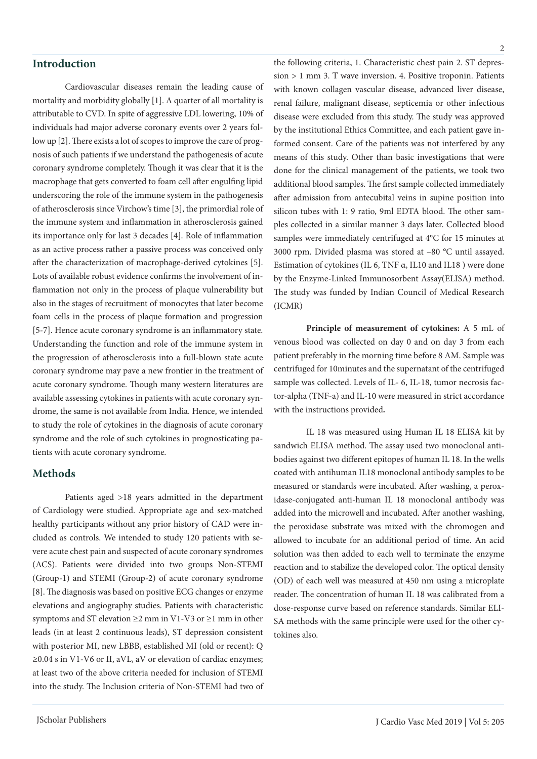## Introduction

Cardiovascular diseases remain the leading cause of mortality and morbidity globally [1]. A quarter of all mortality is attributable to CVD. In spite of aggressive LDL lowering, 10% of individuals had major adverse coronary events over 2 years follow up [2]. There exists a lot of scopes to improve the care of prognosis of such patients if we understand the pathogenesis of acute coronary syndrome completely. Though it was clear that it is the macrophage that gets converted to foam cell after engulfing lipid underscoring the role of the immune system in the pathogenesis of atherosclerosis since Virchow's time [3], the primordial role of the immune system and inflammation in atherosclerosis gained its importance only for last 3 decades [4]. Role of inflammation as an active process rather a passive process was conceived only after the characterization of macrophage-derived cytokines [5]. Lots of available robust evidence confirms the involvement of inflammation not only in the process of plaque vulnerability but also in the stages of recruitment of monocytes that later become foam cells in the process of plaque formation and progression [5-7]. Hence acute coronary syndrome is an inflammatory state. Understanding the function and role of the immune system in the progression of atherosclerosis into a full-blown state acute coronary syndrome may pave a new frontier in the treatment of acute coronary syndrome. Though many western literatures are available assessing cytokines in patients with acute coronary syndrome, the same is not available from India. Hence, we intended to study the role of cytokines in the diagnosis of acute coronary syndrome and the role of such cytokines in prognosticating patients with acute coronary syndrome.

## Methods

Patients aged >18 years admitted in the department of Cardiology were studied. Appropriate age and sex-matched healthy participants without any prior history of CAD were included as controls. We intended to study 120 patients with severe acute chest pain and suspected of acute coronary syndromes (ACS). Patients were divided into two groups Non-STEMI (Group-1) and STEMI (Group-2) of acute coronary syndrome [8]. The diagnosis was based on positive ECG changes or enzyme elevations and angiography studies. Patients with characteristic symptoms and ST elevation ≥2 mm in V1-V3 or ≥1 mm in other leads (in at least 2 continuous leads), ST depression consistent with posterior MI, new LBBB, established MI (old or recent): Q ≥0.04 s in V1-V6 or II, aVL, aV or elevation of cardiac enzymes; at least two of the above criteria needed for inclusion of STEMI into the study. The Inclusion criteria of Non-STEMI had two of the following criteria, 1. Characteristic chest pain 2. ST depression > 1 mm 3. T wave inversion. 4. Positive troponin. Patients with known collagen vascular disease, advanced liver disease, renal failure, malignant disease, septicemia or other infectious disease were excluded from this study. The study was approved by the institutional Ethics Committee, and each patient gave informed consent. Care of the patients was not interfered by any means of this study. Other than basic investigations that were done for the clinical management of the patients, we took two additional blood samples. The first sample collected immediately after admission from antecubital veins in supine position into silicon tubes with 1: 9 ratio, 9ml EDTA blood. The other samples collected in a similar manner 3 days later. Collected blood samples were immediately centrifuged at 4°C for 15 minutes at 3000 rpm. Divided plasma was stored at −80 °C until assayed. Estimation of cytokines (IL 6, TNF α, IL10 and IL18 ) were done by the Enzyme-Linked Immunosorbent Assay(ELISA) method. The study was funded by Indian Council of Medical Research (ICMR)

**Principle of measurement of cytokines:** A 5 mL of venous blood was collected on day 0 and on day 3 from each patient preferably in the morning time before 8 AM. Sample was centrifuged for 10minutes and the supernatant of the centrifuged sample was collected. Levels of IL- 6, IL-18, tumor necrosis factor-alpha (TNF-a) and IL-10 were measured in strict accordance with the instructions provided.

IL 18 was measured using Human IL 18 ELISA kit by sandwich ELISA method. The assay used two monoclonal antibodies against two different epitopes of human IL 18. In the wells coated with antihuman IL18 monoclonal antibody samples to be measured or standards were incubated. After washing, a peroxidase-conjugated anti-human IL 18 monoclonal antibody was added into the microwell and incubated. After another washing, the peroxidase substrate was mixed with the chromogen and allowed to incubate for an additional period of time. An acid solution was then added to each well to terminate the enzyme reaction and to stabilize the developed color. The optical density (OD) of each well was measured at 450 nm using a microplate reader. The concentration of human IL 18 was calibrated from a dose-response curve based on reference standards. Similar ELISA methods with the same principle were used for the other cytokines also.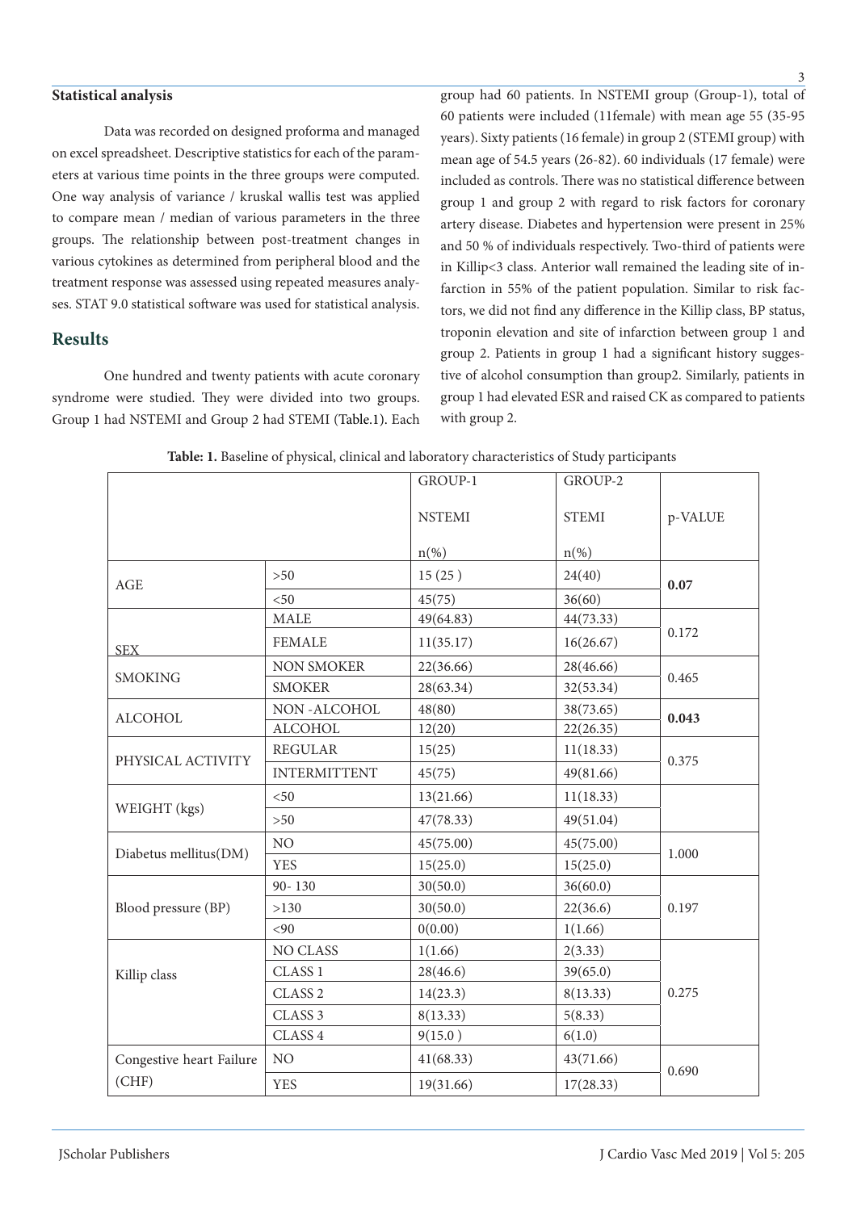### Statistical analysis

Data was recorded on designed proforma and managed on excel spreadsheet. Descriptive statistics for each of the parameters at various time points in the three groups were computed. One way analysis of variance / kruskal wallis test was applied to compare mean / median of various parameters in the three groups. The relationship between post-treatment changes in various cytokines as determined from peripheral blood and the treatment response was assessed using repeated measures analyses. STAT 9.0 statistical software was used for statistical analysis.

## Results

One hundred and twenty patients with acute coronary syndrome were studied. They were divided into two groups. Group 1 had NSTEMI and Group 2 had STEMI (Table.1). Each group had 60 patients. In NSTEMI group (Group-1), total of 60 patients were included (11female) with mean age 55 (35-95 years). Sixty patients (16 female) in group 2 (STEMI group) with mean age of 54.5 years (26-82). 60 individuals (17 female) were included as controls. There was no statistical difference between group 1 and group 2 with regard to risk factors for coronary artery disease. Diabetes and hypertension were present in 25% and 50 % of individuals respectively. Two-third of patients were in Killip<3 class. Anterior wall remained the leading site of infarction in 55% of the patient population. Similar to risk factors, we did not find any difference in the Killip class, BP status, troponin elevation and site of infarction between group 1 and group 2. Patients in group 1 had a significant history suggestive of alcohol consumption than group2. Similarly, patients in group 1 had elevated ESR and raised CK as compared to patients with group 2.

**Table: 1.** Baseline of physical, clinical and laboratory characteristics of Study participants

| | | GROUP-1 NSTEMI n(%) | GROUP-2 STEMI n(%) | p-VALUE |
|---|---|---|---|---|
| AGE | >50 | 15 (25 ) | 24(40) | **0.07** |
| | <50 | 45(75) | 36(60) | |
| SEX | MALE | 49(64.83) | 44(73.33) | 0.172 |
| | FEMALE | 11(35.17) | 16(26.67) | |
| SMOKING | NON SMOKER | 22(36.66) | 28(46.66) | 0.465 |
| | SMOKER | 28(63.34) | 32(53.34) | |
| ALCOHOL | NON -ALCOHOL | 48(80) | 38(73.65) | **0.043** |
| | ALCOHOL | 12(20) | 22(26.35) | |
| PHYSICAL ACTIVITY | REGULAR | 15(25) | 11(18.33) | 0.375 |
| | INTERMITTENT | 45(75) | 49(81.66) | |
| WEIGHT (kgs) | <50 | 13(21.66) | 11(18.33) | |
| | >50 | 47(78.33) | 49(51.04) | |
| Diabetus mellitus(DM) | NO | 45(75.00) | 45(75.00) | 1.000 |
| | YES | 15(25.0) | 15(25.0) | |
| Blood pressure (BP) | 90- 130 | 30(50.0) | 36(60.0) | 0.197 |
| | >130 | 30(50.0) | 22(36.6) | |
| | <90 | 0(0.00) | 1(1.66) | |
| Killip class | NO CLASS | 1(1.66) | 2(3.33) | 0.275 |
| | CLASS 1 | 28(46.6) | 39(65.0) | |
| | CLASS 2 | 14(23.3) | 8(13.33) | |
| | CLASS 3 | 8(13.33) | 5(8.33) | |
| | CLASS 4 | 9(15.0 ) | 6(1.0) | |
| Congestive heart Failure (CHF) | NO | 41(68.33) | 43(71.66) | 0.690 |
| | YES | 19(31.66) | 17(28.33) | |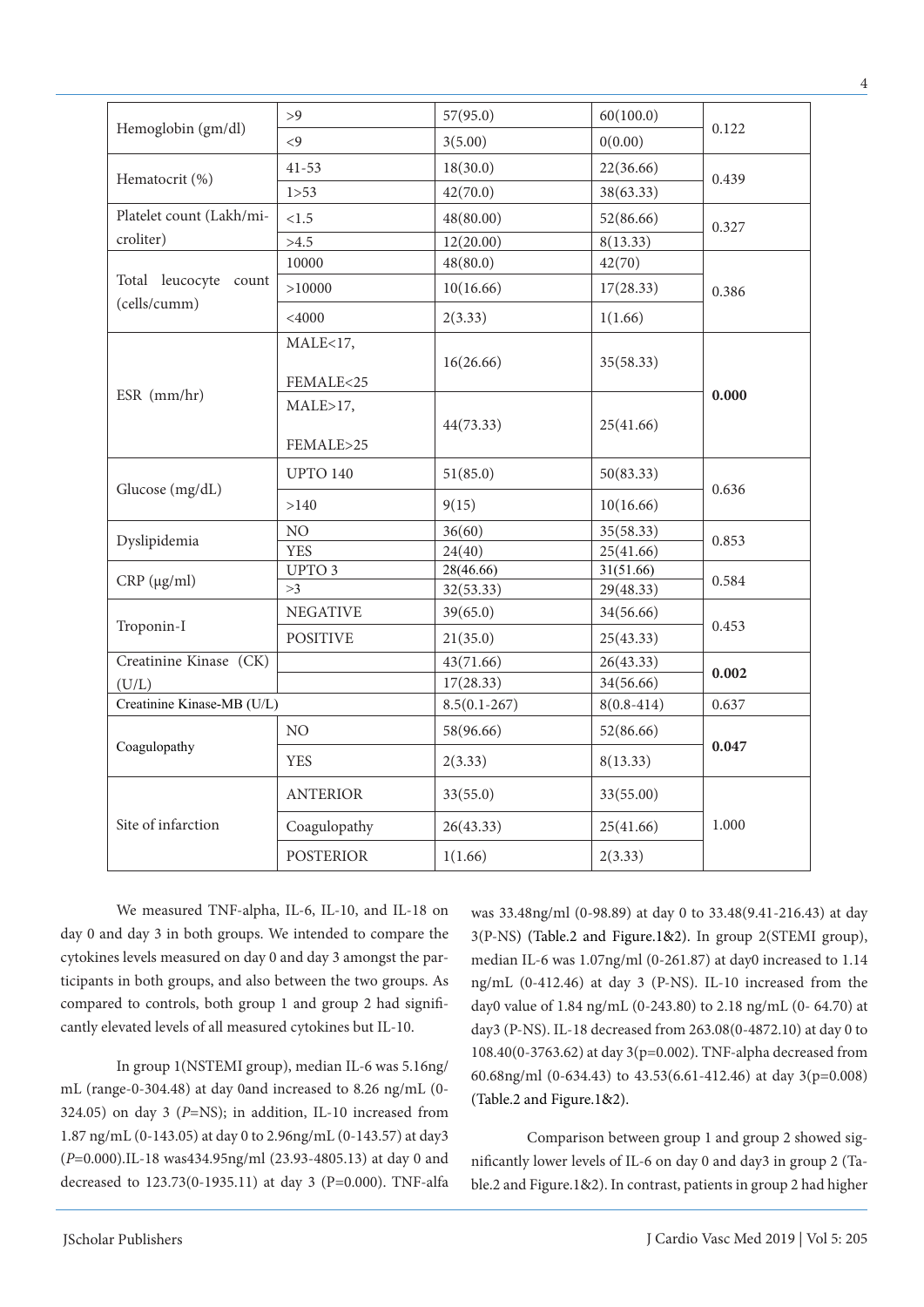| | | | | |
|---|---|---|---|---|
| Hemoglobin (gm/dl) | >9 | 57(95.0) | 60(100.0) | 0.122 |
| | <9 | 3(5.00) | 0(0.00) | |
| Hematocrit (%) | 41-53 | 18(30.0) | 22(36.66) | 0.439 |
| | 1>53 | 42(70.0) | 38(63.33) | |
| Platelet count (Lakh/microliter) | <1.5 | 48(80.00) | 52(86.66) | 0.327 |
| | >4.5 | 12(20.00) | 8(13.33) | |
| Total leucocyte count (cells/cumm) | 10000 | 48(80.0) | 42(70) | 0.386 |
| | >10000 | 10(16.66) | 17(28.33) | |
| | <4000 | 2(3.33) | 1(1.66) | |
| ESR (mm/hr) | MALE<17, FEMALE<25 | 16(26.66) | 35(58.33) | **0.000** |
| | MALE>17, FEMALE>25 | 44(73.33) | 25(41.66) | |
| Glucose (mg/dL) | UPTO 140 | 51(85.0) | 50(83.33) | 0.636 |
| | >140 | 9(15) | 10(16.66) | |
| Dyslipidemia | NO | 36(60) | 35(58.33) | 0.853 |
| | YES | 24(40) | 25(41.66) | |
| CRP (μg/ml) | UPTO 3 | 28(46.66) | 31(51.66) | 0.584 |
| | >3 | 32(53.33) | 29(48.33) | |
| Troponin-I | NEGATIVE | 39(65.0) | 34(56.66) | 0.453 |
| | POSITIVE | 21(35.0) | 25(43.33) | |
| Creatinine Kinase (CK) (U/L) | | 43(71.66) | 26(43.33) | **0.002** |
| | | 17(28.33) | 34(56.66) | |
| Creatinine Kinase-MB (U/L) | | 8.5(0.1-267) | 8(0.8-414) | 0.637 |
| Coagulopathy | NO | 58(96.66) | 52(86.66) | **0.047** |
| | YES | 2(3.33) | 8(13.33) | |
| Site of infarction | ANTERIOR | 33(55.0) | 33(55.00) | 1.000 |
| | Coagulopathy | 26(43.33) | 25(41.66) | |
| | POSTERIOR | 1(1.66) | 2(3.33) | |

We measured TNF-alpha, IL-6, IL-10, and IL-18 on day 0 and day 3 in both groups. We intended to compare the cytokines levels measured on day 0 and day 3 amongst the participants in both groups, and also between the two groups. As compared to controls, both group 1 and group 2 had significantly elevated levels of all measured cytokines but IL-10.

In group 1(NSTEMI group), median IL-6 was 5.16ng/mL (range-0-304.48) at day 0and increased to 8.26 ng/mL (0-324.05) on day 3 (*P*=NS); in addition, IL-10 increased from 1.87 ng/mL (0-143.05) at day 0 to 2.96ng/mL (0-143.57) at day3 (*P*=0.000).IL-18 was434.95ng/ml (23.93-4805.13) at day 0 and decreased to 123.73(0-1935.11) at day 3 (P=0.000). TNF-alfa was 33.48ng/ml (0-98.89) at day 0 to 33.48(9.41-216.43) at day 3(P-NS) (Table.2 and Figure.1&2). In group 2(STEMI group), median IL-6 was 1.07ng/ml (0-261.87) at day0 increased to 1.14 ng/mL (0-412.46) at day 3 (P-NS). IL-10 increased from the day0 value of 1.84 ng/mL (0-243.80) to 2.18 ng/mL (0- 64.70) at day3 (P-NS). IL-18 decreased from 263.08(0-4872.10) at day 0 to 108.40(0-3763.62) at day 3(p=0.002). TNF-alpha decreased from 60.68ng/ml (0-634.43) to 43.53(6.61-412.46) at day 3(p=0.008) (Table.2 and Figure.1&2).

Comparison between group 1 and group 2 showed significantly lower levels of IL-6 on day 0 and day3 in group 2 (Table.2 and Figure.1&2). In contrast, patients in group 2 had higher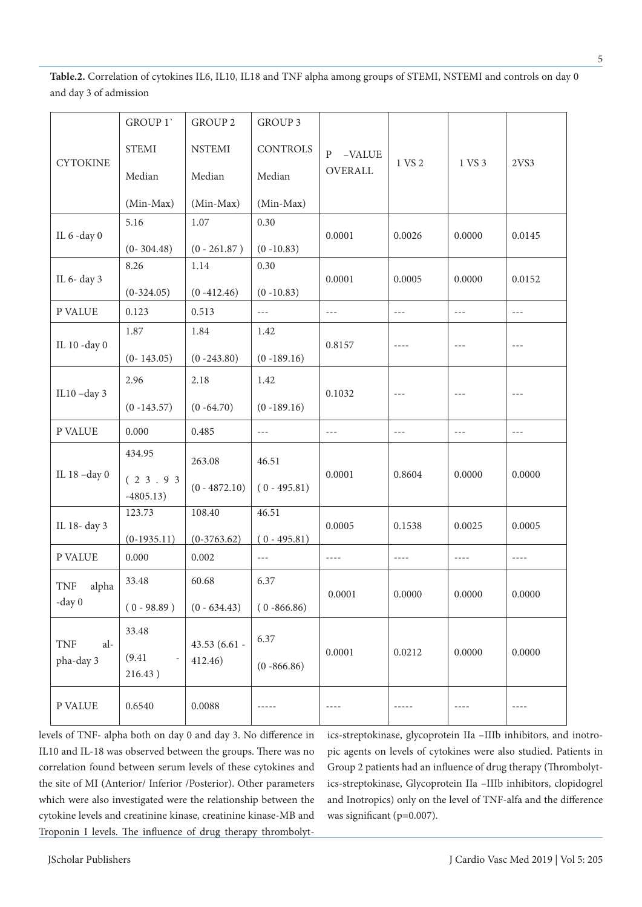**Table.2.** Correlation of cytokines IL6, IL10, IL18 and TNF alpha among groups of STEMI, NSTEMI and controls on day 0 and day 3 of admission

| CYTOKINE | GROUP 1` STEMI Median (Min-Max) | GROUP 2 NSTEMI Median (Min-Max) | GROUP 3 CONTROLS Median (Min-Max) | P –VALUE OVERALL | 1 VS 2 | 1 VS 3 | 2VS3 |
|---|---|---|---|---|---|---|---|
| IL 6 -day 0 | 5.16 (0- 304.48) | 1.07 (0 - 261.87 ) | 0.30 (0 -10.83) | 0.0001 | 0.0026 | 0.0000 | 0.0145 |
| IL 6- day 3 | 8.26 (0-324.05) | 1.14 (0 -412.46) | 0.30 (0 -10.83) | 0.0001 | 0.0005 | 0.0000 | 0.0152 |
| P VALUE | 0.123 | 0.513 | --- | --- | --- | --- | --- |
| IL 10 -day 0 | 1.87 (0- 143.05) | 1.84 (0 -243.80) | 1.42 (0 -189.16) | 0.8157 | ---- | --- | --- |
| IL10 –day 3 | 2.96 (0 -143.57) | 2.18 (0 -64.70) | 1.42 (0 -189.16) | 0.1032 | --- | --- | --- |
| P VALUE | 0.000 | 0.485 | --- | --- | --- | --- | --- |
| IL 18 –day 0 | 434.95 (23.93 -4805.13) | 263.08 (0 - 4872.10) | 46.51 ( 0 - 495.81) | 0.0001 | 0.8604 | 0.0000 | 0.0000 |
| IL 18- day 3 | 123.73 (0-1935.11) | 108.40 (0-3763.62) | 46.51 ( 0 - 495.81) | 0.0005 | 0.1538 | 0.0025 | 0.0005 |
| P VALUE | 0.000 | 0.002 | --- | ---- | ---- | ---- | ---- |
| TNF alpha -day 0 | 33.48 ( 0 - 98.89 ) | 60.68 (0 - 634.43) | 6.37 ( 0 -866.86) | 0.0001 | 0.0000 | 0.0000 | 0.0000 |
| TNF alpha-day 3 | 33.48 (9.41 - 216.43 ) | 43.53 (6.61 - 412.46) | 6.37 (0 -866.86) | 0.0001 | 0.0212 | 0.0000 | 0.0000 |
| P VALUE | 0.6540 | 0.0088 | ----- | ---- | ----- | ---- | ---- |

levels of TNF- alpha both on day 0 and day 3. No difference in IL10 and IL-18 was observed between the groups. There was no correlation found between serum levels of these cytokines and the site of MI (Anterior/ Inferior /Posterior). Other parameters which were also investigated were the relationship between the cytokine levels and creatinine kinase, creatinine kinase-MB and Troponin I levels. The influence of drug therapy thrombolytics-streptokinase, glycoprotein IIa –IIIb inhibitors, and inotropic agents on levels of cytokines were also studied. Patients in Group 2 patients had an influence of drug therapy (Thrombolytics-streptokinase, Glycoprotein IIa –IIIb inhibitors, clopidogrel and Inotropics) only on the level of TNF-alfa and the difference was significant (p=0.007).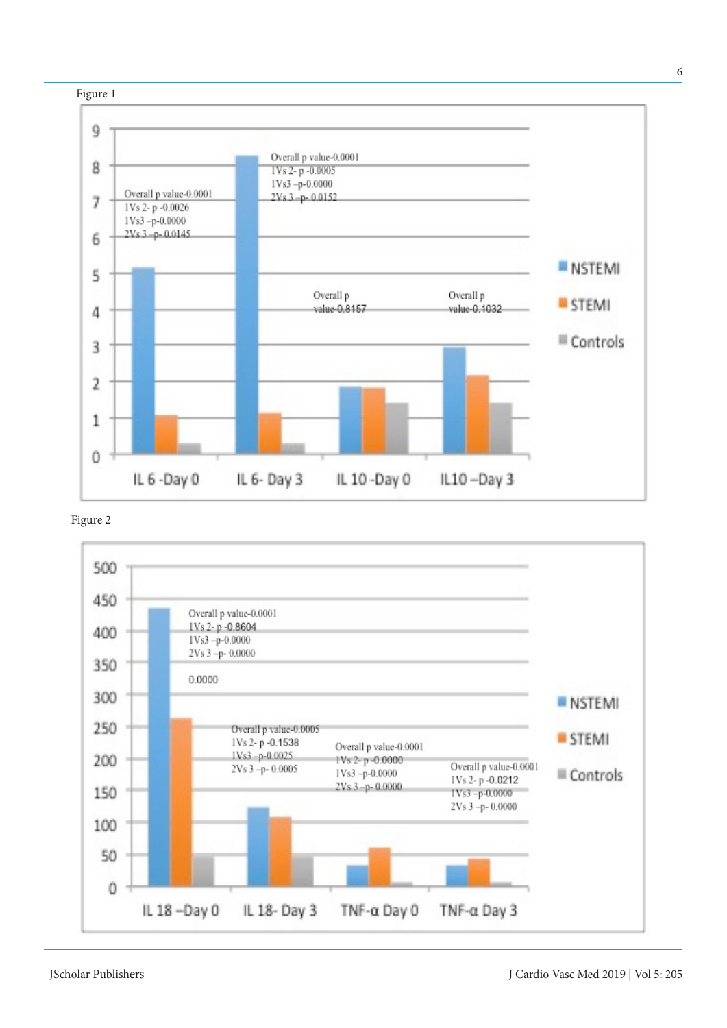Figure 1

Overall p value-0.0001
1Vs 2- p -0.0026
1Vs3 –p-0.0000
2Vs 3 –p- 0.0145

Overall p value-0.0001
1Vs 2- p -0.0005
1Vs3 –p-0.0000
2Vs 3 –p- 0.0152

Overall p value-0.8157

Overall p value-0.1032

NSTEMI
STEMI
Controls

IL 6 -Day 0 | IL 6- Day 3 | IL 10 -Day 0 | IL10 –Day 3

Figure 2

Overall p value-0.0001
1Vs 2- p -0.8604
1Vs3 –p-0.0000
2Vs 3 –p- 0.0000

0.0000

Overall p value-0.0005
1Vs 2- p -0.1538
1Vs3 –p-0.0025
2Vs 3 –p- 0.0005

Overall p value-0.0001
1Vs 2- p -0.0000
1Vs3 –p-0.0000
2Vs 3 –p- 0.0000

Overall p value-0.0001
1Vs 2- p -0.0212
1Vs3 –p-0.0000
2Vs 3 –p- 0.0000

NSTEMI
STEMI
Controls

IL 18 –Day 0 | IL 18- Day 3 | TNF-α Day 0 | TNF-α Day 3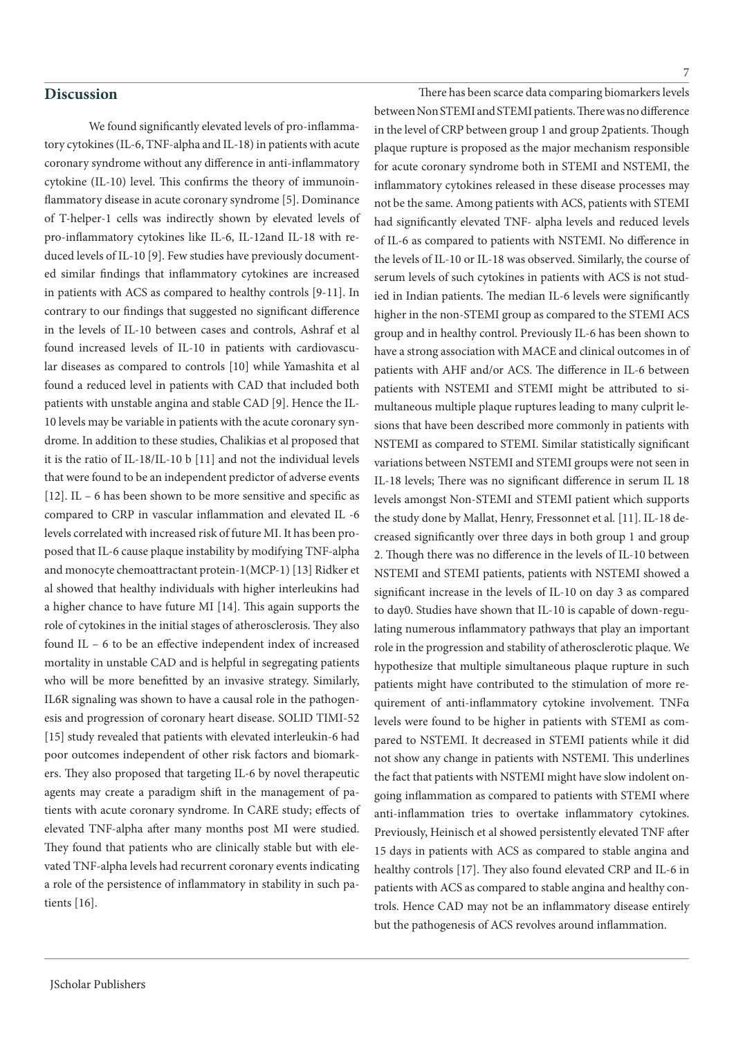## Discussion

We found significantly elevated levels of pro-inflammatory cytokines (IL-6, TNF-alpha and IL-18) in patients with acute coronary syndrome without any difference in anti-inflammatory cytokine (IL-10) level. This confirms the theory of immunoinflammatory disease in acute coronary syndrome [5]. Dominance of T-helper-1 cells was indirectly shown by elevated levels of pro-inflammatory cytokines like IL-6, IL-12and IL-18 with reduced levels of IL-10 [9]. Few studies have previously documented similar findings that inflammatory cytokines are increased in patients with ACS as compared to healthy controls [9-11]. In contrary to our findings that suggested no significant difference in the levels of IL-10 between cases and controls, Ashraf et al found increased levels of IL-10 in patients with cardiovascular diseases as compared to controls [10] while Yamashita et al found a reduced level in patients with CAD that included both patients with unstable angina and stable CAD [9]. Hence the IL-10 levels may be variable in patients with the acute coronary syndrome. In addition to these studies, Chalikias et al proposed that it is the ratio of IL-18/IL-10 b [11] and not the individual levels that were found to be an independent predictor of adverse events [12]. IL – 6 has been shown to be more sensitive and specific as compared to CRP in vascular inflammation and elevated IL -6 levels correlated with increased risk of future MI. It has been proposed that IL-6 cause plaque instability by modifying TNF-alpha and monocyte chemoattractant protein-1(MCP-1) [13] Ridker et al showed that healthy individuals with higher interleukins had a higher chance to have future MI [14]. This again supports the role of cytokines in the initial stages of atherosclerosis. They also found IL – 6 to be an effective independent index of increased mortality in unstable CAD and is helpful in segregating patients who will be more benefitted by an invasive strategy. Similarly, IL6R signaling was shown to have a causal role in the pathogenesis and progression of coronary heart disease. SOLID TIMI-52 [15] study revealed that patients with elevated interleukin-6 had poor outcomes independent of other risk factors and biomarkers. They also proposed that targeting IL-6 by novel therapeutic agents may create a paradigm shift in the management of patients with acute coronary syndrome. In CARE study; effects of elevated TNF-alpha after many months post MI were studied. They found that patients who are clinically stable but with elevated TNF-alpha levels had recurrent coronary events indicating a role of the persistence of inflammatory in stability in such patients [16].

There has been scarce data comparing biomarkers levels between Non STEMI and STEMI patients. There was no difference in the level of CRP between group 1 and group 2patients. Though plaque rupture is proposed as the major mechanism responsible for acute coronary syndrome both in STEMI and NSTEMI, the inflammatory cytokines released in these disease processes may not be the same. Among patients with ACS, patients with STEMI had significantly elevated TNF- alpha levels and reduced levels of IL-6 as compared to patients with NSTEMI. No difference in the levels of IL-10 or IL-18 was observed. Similarly, the course of serum levels of such cytokines in patients with ACS is not studied in Indian patients. The median IL-6 levels were significantly higher in the non-STEMI group as compared to the STEMI ACS group and in healthy control. Previously IL-6 has been shown to have a strong association with MACE and clinical outcomes in of patients with AHF and/or ACS. The difference in IL-6 between patients with NSTEMI and STEMI might be attributed to simultaneous multiple plaque ruptures leading to many culprit lesions that have been described more commonly in patients with NSTEMI as compared to STEMI. Similar statistically significant variations between NSTEMI and STEMI groups were not seen in IL-18 levels; There was no significant difference in serum IL 18 levels amongst Non-STEMI and STEMI patient which supports the study done by Mallat, Henry, Fressonnet et al. [11]. IL-18 decreased significantly over three days in both group 1 and group 2. Though there was no difference in the levels of IL-10 between NSTEMI and STEMI patients, patients with NSTEMI showed a significant increase in the levels of IL-10 on day 3 as compared to day0. Studies have shown that IL-10 is capable of down-regulating numerous inflammatory pathways that play an important role in the progression and stability of atherosclerotic plaque. We hypothesize that multiple simultaneous plaque rupture in such patients might have contributed to the stimulation of more requirement of anti-inflammatory cytokine involvement. TNFα levels were found to be higher in patients with STEMI as compared to NSTEMI. It decreased in STEMI patients while it did not show any change in patients with NSTEMI. This underlines the fact that patients with NSTEMI might have slow indolent ongoing inflammation as compared to patients with STEMI where anti-inflammation tries to overtake inflammatory cytokines. Previously, Heinisch et al showed persistently elevated TNF after 15 days in patients with ACS as compared to stable angina and healthy controls [17]. They also found elevated CRP and IL-6 in patients with ACS as compared to stable angina and healthy controls. Hence CAD may not be an inflammatory disease entirely but the pathogenesis of ACS revolves around inflammation.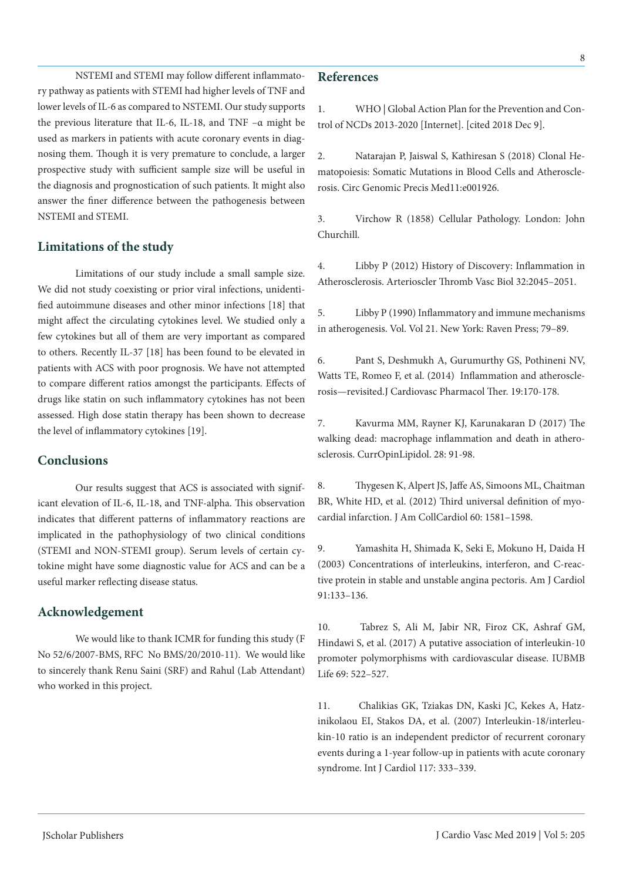NSTEMI and STEMI may follow different inflammatory pathway as patients with STEMI had higher levels of TNF and lower levels of IL-6 as compared to NSTEMI. Our study supports the previous literature that IL-6, IL-18, and TNF –α might be used as markers in patients with acute coronary events in diagnosing them. Though it is very premature to conclude, a larger prospective study with sufficient sample size will be useful in the diagnosis and prognostication of such patients. It might also answer the finer difference between the pathogenesis between NSTEMI and STEMI.

## Limitations of the study

Limitations of our study include a small sample size. We did not study coexisting or prior viral infections, unidentified autoimmune diseases and other minor infections [18] that might affect the circulating cytokines level. We studied only a few cytokines but all of them are very important as compared to others. Recently IL-37 [18] has been found to be elevated in patients with ACS with poor prognosis. We have not attempted to compare different ratios amongst the participants. Effects of drugs like statin on such inflammatory cytokines has not been assessed. High dose statin therapy has been shown to decrease the level of inflammatory cytokines [19].

## Conclusions

Our results suggest that ACS is associated with significant elevation of IL-6, IL-18, and TNF-alpha. This observation indicates that different patterns of inflammatory reactions are implicated in the pathophysiology of two clinical conditions (STEMI and NON-STEMI group). Serum levels of certain cytokine might have some diagnostic value for ACS and can be a useful marker reflecting disease status.

## Acknowledgement

We would like to thank ICMR for funding this study (F No 52/6/2007-BMS, RFC No BMS/20/2010-11). We would like to sincerely thank Renu Saini (SRF) and Rahul (Lab Attendant) who worked in this project.

## References

1. WHO | Global Action Plan for the Prevention and Control of NCDs 2013-2020 [Internet]. [cited 2018 Dec 9].

2. Natarajan P, Jaiswal S, Kathiresan S (2018) Clonal Hematopoiesis: Somatic Mutations in Blood Cells and Atherosclerosis. Circ Genomic Precis Med11:e001926.

3. Virchow R (1858) Cellular Pathology. London: John Churchill.

4. Libby P (2012) History of Discovery: Inflammation in Atherosclerosis. Arterioscler Thromb Vasc Biol 32:2045–2051.

5. Libby P (1990) Inflammatory and immune mechanisms in atherogenesis. Vol. Vol 21. New York: Raven Press; 79–89.

6. Pant S, Deshmukh A, Gurumurthy GS, Pothineni NV, Watts TE, Romeo F, et al. (2014) Inflammation and atherosclerosis—revisited.J Cardiovasc Pharmacol Ther. 19:170-178.

7. Kavurma MM, Rayner KJ, Karunakaran D (2017) The walking dead: macrophage inflammation and death in atherosclerosis. CurrOpinLipidol. 28: 91-98.

8. Thygesen K, Alpert JS, Jaffe AS, Simoons ML, Chaitman BR, White HD, et al. (2012) Third universal definition of myocardial infarction. J Am CollCardiol 60: 1581–1598.

9. Yamashita H, Shimada K, Seki E, Mokuno H, Daida H (2003) Concentrations of interleukins, interferon, and C-reactive protein in stable and unstable angina pectoris. Am J Cardiol 91:133–136.

10. Tabrez S, Ali M, Jabir NR, Firoz CK, Ashraf GM, Hindawi S, et al. (2017) A putative association of interleukin-10 promoter polymorphisms with cardiovascular disease. IUBMB Life 69: 522–527.

11. Chalikias GK, Tziakas DN, Kaski JC, Kekes A, Hatzinikolaou EI, Stakos DA, et al. (2007) Interleukin-18/interleukin-10 ratio is an independent predictor of recurrent coronary events during a 1-year follow-up in patients with acute coronary syndrome. Int J Cardiol 117: 333–339.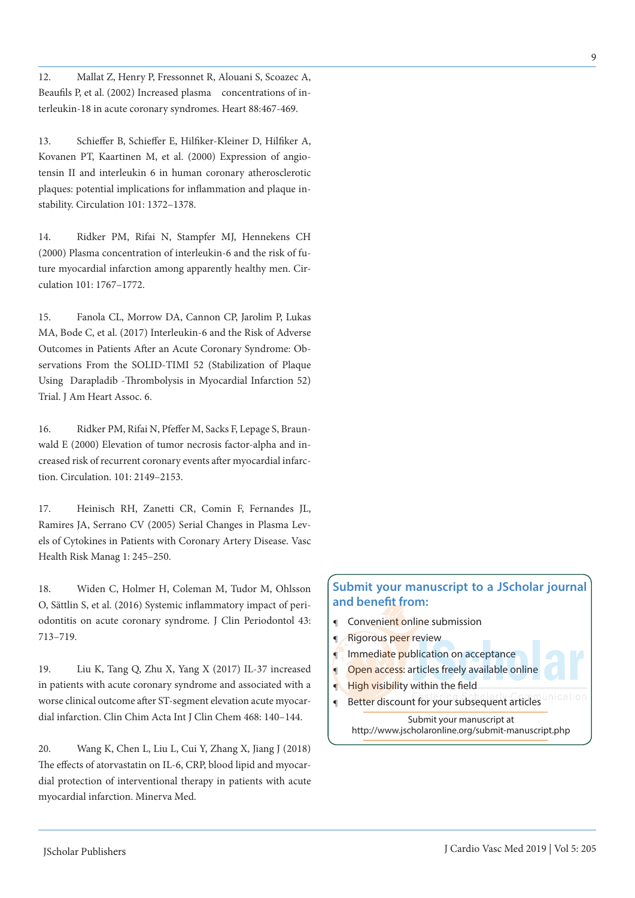12. Mallat Z, Henry P, Fressonnet R, Alouani S, Scoazec A, Beaufils P, et al. (2002) Increased plasma concentrations of interleukin-18 in acute coronary syndromes. Heart 88:467-469.

13. Schieffer B, Schieffer E, Hilfiker-Kleiner D, Hilfiker A, Kovanen PT, Kaartinen M, et al. (2000) Expression of angiotensin II and interleukin 6 in human coronary atherosclerotic plaques: potential implications for inflammation and plaque instability. Circulation 101: 1372–1378.

14. Ridker PM, Rifai N, Stampfer MJ, Hennekens CH (2000) Plasma concentration of interleukin-6 and the risk of future myocardial infarction among apparently healthy men. Circulation 101: 1767–1772.

15. Fanola CL, Morrow DA, Cannon CP, Jarolim P, Lukas MA, Bode C, et al. (2017) Interleukin-6 and the Risk of Adverse Outcomes in Patients After an Acute Coronary Syndrome: Observations From the SOLID-TIMI 52 (Stabilization of Plaque Using Darapladib -Thrombolysis in Myocardial Infarction 52) Trial. J Am Heart Assoc. 6.

16. Ridker PM, Rifai N, Pfeffer M, Sacks F, Lepage S, Braunwald E (2000) Elevation of tumor necrosis factor-alpha and increased risk of recurrent coronary events after myocardial infarction. Circulation. 101: 2149–2153.

17. Heinisch RH, Zanetti CR, Comin F, Fernandes JL, Ramires JA, Serrano CV (2005) Serial Changes in Plasma Levels of Cytokines in Patients with Coronary Artery Disease. Vasc Health Risk Manag 1: 245–250.

18. Widen C, Holmer H, Coleman M, Tudor M, Ohlsson O, Sättlin S, et al. (2016) Systemic inflammatory impact of periodontitis on acute coronary syndrome. J Clin Periodontol 43: 713–719.

19. Liu K, Tang Q, Zhu X, Yang X (2017) IL-37 increased in patients with acute coronary syndrome and associated with a worse clinical outcome after ST-segment elevation acute myocardial infarction. Clin Chim Acta Int J Clin Chem 468: 140–144.

20. Wang K, Chen L, Liu L, Cui Y, Zhang X, Jiang J (2018) The effects of atorvastatin on IL-6, CRP, blood lipid and myocardial protection of interventional therapy in patients with acute myocardial infarction. Minerva Med.

**Submit your manuscript to a JScholar journal and benefit from:**

- Convenient online submission
- Rigorous peer review
- Immediate publication on acceptance
- Open access: articles freely available online
- High visibility within the field
- Better discount for your subsequent articles

Submit your manuscript at
http://www.jscholaronline.org/submit-manuscript.php